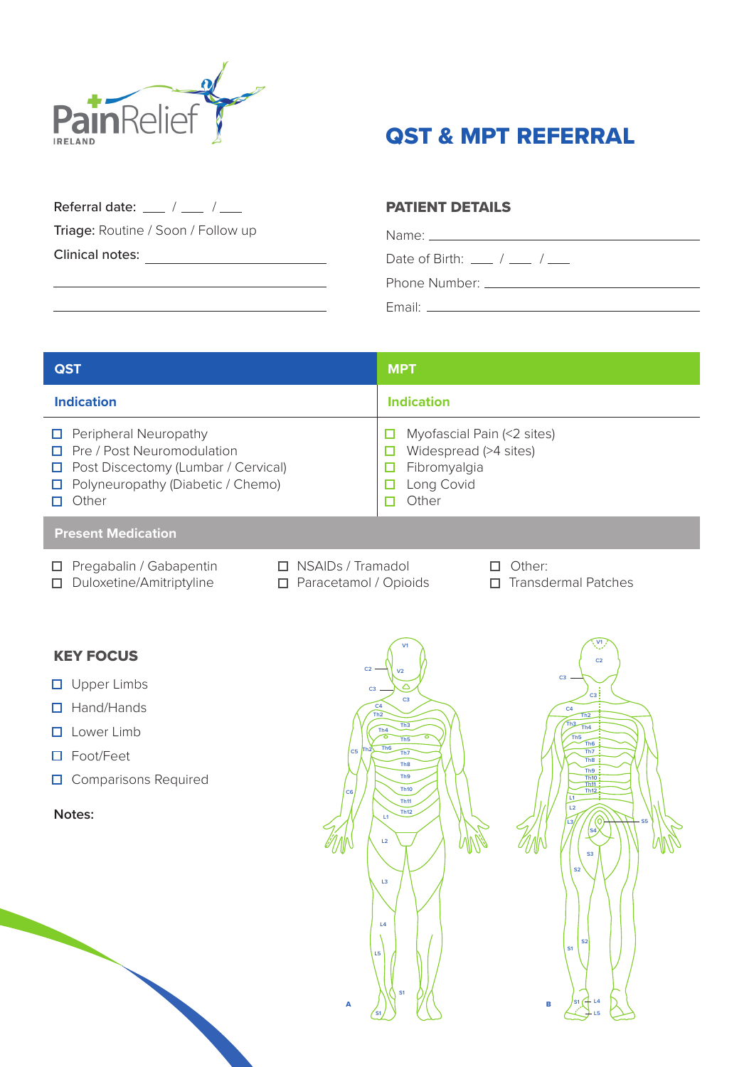PainRelief IRELAND

# QST & MPT REFERRAL

Referral date: ___ / ___ / ___

Triage: Routine / Soon / Follow up

Clinical notes: ______________________

______________________

______________________

## PATIENT DETAILS

Name: ______________________

Date of Birth: ___ / ___ / ___

Phone Number: ______________________

Email: ______________________

| QST | MPT |
|---|---|
| **Indication** | **Indication** |
| ☐ Peripheral Neuropathy<br>☐ Pre / Post Neuromodulation<br>☐ Post Discectomy (Lumbar / Cervical)<br>☐ Polyneuropathy (Diabetic / Chemo)<br>☐ Other | ☐ Myofascial Pain (<2 sites)<br>☐ Widespread (>4 sites)<br>☐ Fibromyalgia<br>☐ Long Covid<br>☐ Other |

### Present Medication

- ☐ Pregabalin / Gabapentin
- ☐ Duloxetine/Amitriptyline
- ☐ NSAIDs / Tramadol
- ☐ Paracetamol / Opioids
- ☐ Other:
- ☐ Transdermal Patches

## KEY FOCUS

- ☐ Upper Limbs
- ☐ Hand/Hands
- ☐ Lower Limb
- ☐ Foot/Feet
- ☐ Comparisons Required

Notes: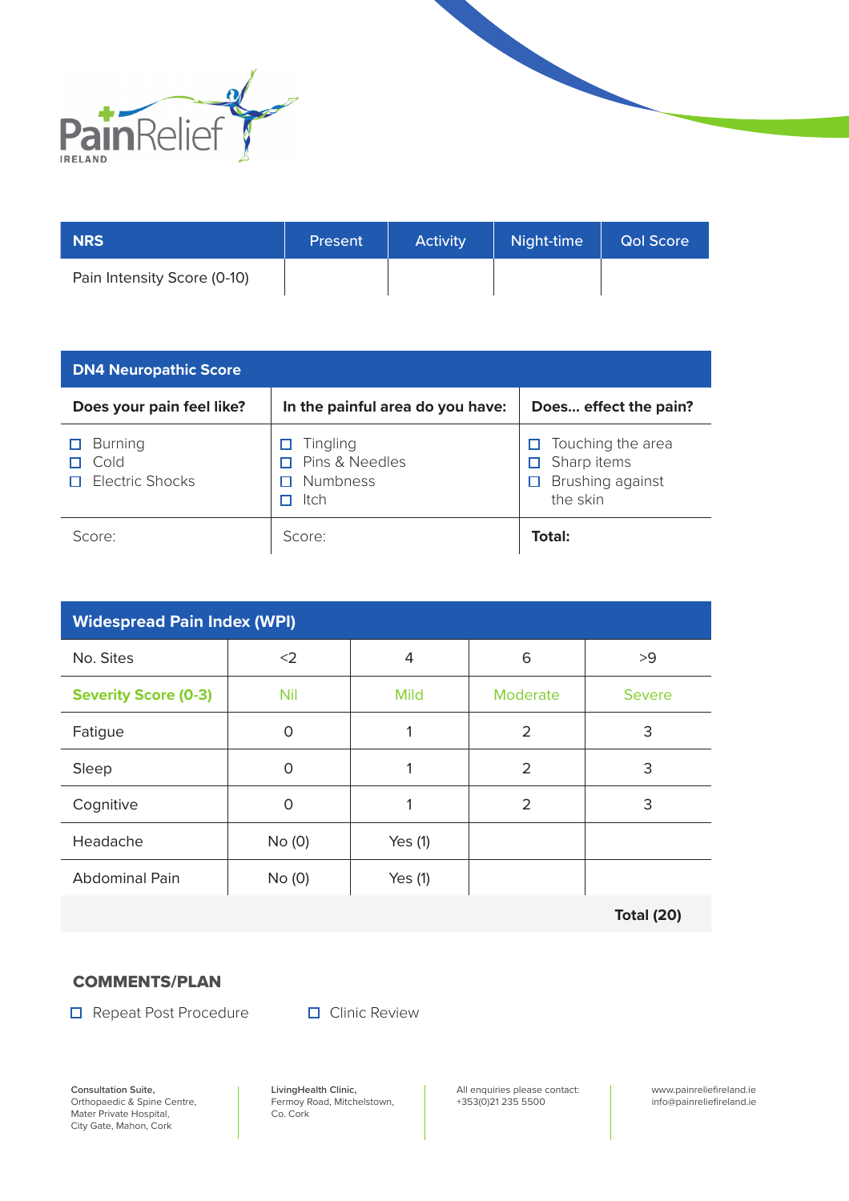PainRelief IRELAND

| NRS | Present | Activity | Night-time | QoI Score |
|---|---|---|---|---|
| Pain Intensity Score (0-10) | | | | |

| DN4 Neuropathic Score | | |
|---|---|---|
| **Does your pain feel like?** | **In the painful area do you have:** | **Does... effect the pain?** |
| ☐ Burning<br>☐ Cold<br>☐ Electric Shocks | ☐ Tingling<br>☐ Pins & Needles<br>☐ Numbness<br>☐ Itch | ☐ Touching the area<br>☐ Sharp items<br>☐ Brushing against the skin |
| Score: | Score: | **Total:** |

| Widespread Pain Index (WPI) | | | | |
|---|---|---|---|---|
| No. Sites | <2 | 4 | 6 | >9 |
| **Severity Score (0-3)** | Nil | Mild | Moderate | Severe |
| Fatigue | 0 | 1 | 2 | 3 |
| Sleep | 0 | 1 | 2 | 3 |
| Cognitive | 0 | 1 | 2 | 3 |
| Headache | No (0) | Yes (1) | | |
| Abdominal Pain | No (0) | Yes (1) | | |
| | | | | **Total (20)** |

## COMMENTS/PLAN

☐ Repeat Post Procedure ☐ Clinic Review

**Consultation Suite,**
Orthopaedic & Spine Centre,
Mater Private Hospital,
City Gate, Mahon, Cork

**LivingHealth Clinic,**
Fermoy Road, Mitchelstown,
Co. Cork

All enquiries please contact:
+353(0)21 235 5500

www.painreliefireland.ie
info@painreliefireland.ie